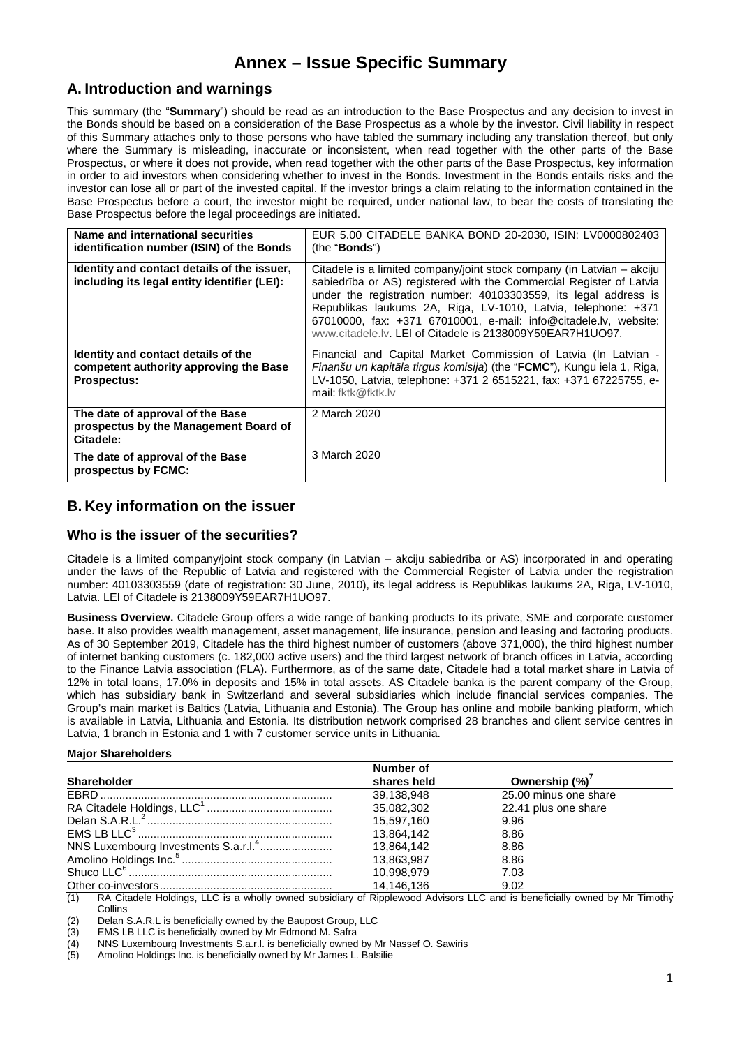# Annex – Issue Specific Summary

## A. Introduction and warnings

This summary (the "**Summary**") should be read as an introduction to the Base Prospectus and any decision to invest in the Bonds should be based on a consideration of the Base Prospectus as a whole by the investor. Civil liability in respect of this Summary attaches only to those persons who have tabled the summary including any translation thereof, but only where the Summary is misleading, inaccurate or inconsistent, when read together with the other parts of the Base Prospectus, or where it does not provide, when read together with the other parts of the Base Prospectus, key information in order to aid investors when considering whether to invest in the Bonds. Investment in the Bonds entails risks and the investor can lose all or part of the invested capital. If the investor brings a claim relating to the information contained in the Base Prospectus before a court, the investor might be required, under national law, to bear the costs of translating the Base Prospectus before the legal proceedings are initiated.

| | |
|---|---|
| **Name and international securities identification number (ISIN) of the Bonds** | EUR 5.00 CITADELE BANKA BOND 20-2030, ISIN: LV0000802403 (the "**Bonds**") |
| **Identity and contact details of the issuer, including its legal entity identifier (LEI):** | Citadele is a limited company/joint stock company (in Latvian – akciju sabiedrība or AS) registered with the Commercial Register of Latvia under the registration number: 40103303559, its legal address is Republikas laukums 2A, Riga, LV-1010, Latvia, telephone: +371 67010000, fax: +371 67010001, e-mail: info@citadele.lv, website: www.citadele.lv. LEI of Citadele is 2138009Y59EAR7H1UO97. |
| **Identity and contact details of the competent authority approving the Base Prospectus:** | Financial and Capital Market Commission of Latvia (In Latvian - *Finanšu un kapitāla tirgus komisija*) (the "**FCMC**"), Kungu iela 1, Riga, LV-1050, Latvia, telephone: +371 2 6515221, fax: +371 67225755, e-mail: fktk@fktk.lv |
| **The date of approval of the Base prospectus by the Management Board of Citadele:** | 2 March 2020 |
| **The date of approval of the Base prospectus by FCMC:** | 3 March 2020 |

## B. Key information on the issuer

### Who is the issuer of the securities?

Citadele is a limited company/joint stock company (in Latvian – akciju sabiedrība or AS) incorporated in and operating under the laws of the Republic of Latvia and registered with the Commercial Register of Latvia under the registration number: 40103303559 (date of registration: 30 June, 2010), its legal address is Republikas laukums 2A, Riga, LV-1010, Latvia. LEI of Citadele is 2138009Y59EAR7H1UO97.

**Business Overview.** Citadele Group offers a wide range of banking products to its private, SME and corporate customer base. It also provides wealth management, asset management, life insurance, pension and leasing and factoring products. As of 30 September 2019, Citadele has the third highest number of customers (above 371,000), the third highest number of internet banking customers (c. 182,000 active users) and the third largest network of branch offices in Latvia, according to the Finance Latvia association (FLA). Furthermore, as of the same date, Citadele had a total market share in Latvia of 12% in total loans, 17.0% in deposits and 15% in total assets. AS Citadele banka is the parent company of the Group, which has subsidiary bank in Switzerland and several subsidiaries which include financial services companies. The Group's main market is Baltics (Latvia, Lithuania and Estonia). The Group has online and mobile banking platform, which is available in Latvia, Lithuania and Estonia. Its distribution network comprised 28 branches and client service centres in Latvia, 1 branch in Estonia and 1 with 7 customer service units in Lithuania.

**Major Shareholders**

| Shareholder | Number of shares held | Ownership (%)[7] |
|---|---|---|
| EBRD | 39,138,948 | 25.00 minus one share |
| RA Citadele Holdings, LLC[1] | 35,082,302 | 22.41 plus one share |
| Delan S.A.R.L.[2] | 15,597,160 | 9.96 |
| EMS LB LLC[3] | 13,864,142 | 8.86 |
| NNS Luxembourg Investments S.a.r.l.[4] | 13,864,142 | 8.86 |
| Amolino Holdings Inc.[5] | 13,863,987 | 8.86 |
| Shuco LLC[6] | 10,998,979 | 7.03 |
| Other co-investors | 14,146,136 | 9.02 |

(1) RA Citadele Holdings, LLC is a wholly owned subsidiary of Ripplewood Advisors LLC and is beneficially owned by Mr Timothy Collins

(2) Delan S.A.R.L is beneficially owned by the Baupost Group, LLC

(3) EMS LB LLC is beneficially owned by Mr Edmond M. Safra

(4) NNS Luxembourg Investments S.a.r.l. is beneficially owned by Mr Nassef O. Sawiris

(5) Amolino Holdings Inc. is beneficially owned by Mr James L. Balsilie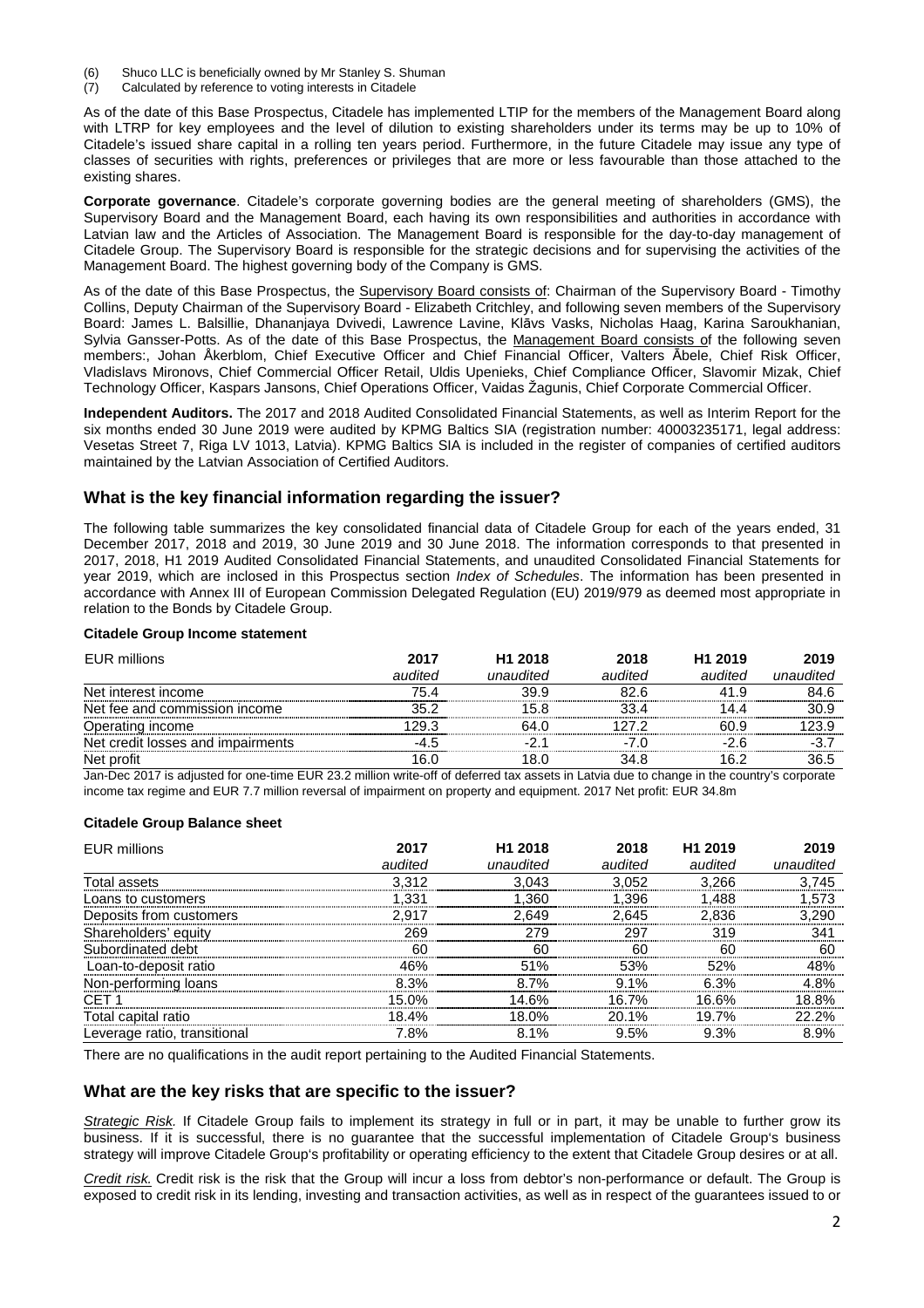(6) Shuco LLC is beneficially owned by Mr Stanley S. Shuman
(7) Calculated by reference to voting interests in Citadele

As of the date of this Base Prospectus, Citadele has implemented LTIP for the members of the Management Board along with LTRP for key employees and the level of dilution to existing shareholders under its terms may be up to 10% of Citadele's issued share capital in a rolling ten years period. Furthermore, in the future Citadele may issue any type of classes of securities with rights, preferences or privileges that are more or less favourable than those attached to the existing shares.

**Corporate governance**. Citadele's corporate governing bodies are the general meeting of shareholders (GMS), the Supervisory Board and the Management Board, each having its own responsibilities and authorities in accordance with Latvian law and the Articles of Association. The Management Board is responsible for the day-to-day management of Citadele Group. The Supervisory Board is responsible for the strategic decisions and for supervising the activities of the Management Board. The highest governing body of the Company is GMS.

As of the date of this Base Prospectus, the Supervisory Board consists of: Chairman of the Supervisory Board - Timothy Collins, Deputy Chairman of the Supervisory Board - Elizabeth Critchley, and following seven members of the Supervisory Board: James L. Balsillie, Dhananjaya Dvivedi, Lawrence Lavine, Klāvs Vasks, Nicholas Haag, Karina Saroukhanian, Sylvia Gansser-Potts. As of the date of this Base Prospectus, the Management Board consists of the following seven members:, Johan Åkerblom, Chief Executive Officer and Chief Financial Officer, Valters Ābele, Chief Risk Officer, Vladislavs Mironovs, Chief Commercial Officer Retail, Uldis Upenieks, Chief Compliance Officer, Slavomir Mizak, Chief Technology Officer, Kaspars Jansons, Chief Operations Officer, Vaidas Žagunis, Chief Corporate Commercial Officer.

**Independent Auditors.** The 2017 and 2018 Audited Consolidated Financial Statements, as well as Interim Report for the six months ended 30 June 2019 were audited by KPMG Baltics SIA (registration number: 40003235171, legal address: Vesetas Street 7, Riga LV 1013, Latvia). KPMG Baltics SIA is included in the register of companies of certified auditors maintained by the Latvian Association of Certified Auditors.

## What is the key financial information regarding the issuer?

The following table summarizes the key consolidated financial data of Citadele Group for each of the years ended, 31 December 2017, 2018 and 2019, 30 June 2019 and 30 June 2018. The information corresponds to that presented in 2017, 2018, H1 2019 Audited Consolidated Financial Statements, and unaudited Consolidated Financial Statements for year 2019, which are inclosed in this Prospectus section *Index of Schedules*. The information has been presented in accordance with Annex III of European Commission Delegated Regulation (EU) 2019/979 as deemed most appropriate in relation to the Bonds by Citadele Group.

**Citadele Group Income statement**

| EUR millions | 2017 *audited* | H1 2018 *unaudited* | 2018 *audited* | H1 2019 *audited* | 2019 *unaudited* |
|---|---|---|---|---|---|
| Net interest income | 75.4 | 39.9 | 82.6 | 41.9 | 84.6 |
| Net fee and commission income | 35.2 | 15.8 | 33.4 | 14.4 | 30.9 |
| Operating income | 129.3 | 64.0 | 127.2 | 60.9 | 123.9 |
| Net credit losses and impairments | -4.5 | -2.1 | -7.0 | -2.6 | -3.7 |
| Net profit | 16.0 | 18.0 | 34.8 | 16.2 | 36.5 |

Jan-Dec 2017 is adjusted for one-time EUR 23.2 million write-off of deferred tax assets in Latvia due to change in the country's corporate income tax regime and EUR 7.7 million reversal of impairment on property and equipment. 2017 Net profit: EUR 34.8m

**Citadele Group Balance sheet**

| EUR millions | 2017 *audited* | H1 2018 *unaudited* | 2018 *audited* | H1 2019 *audited* | 2019 *unaudited* |
|---|---|---|---|---|---|
| Total assets | 3,312 | 3,043 | 3,052 | 3,266 | 3,745 |
| Loans to customers | 1,331 | 1,360 | 1,396 | 1,488 | 1,573 |
| Deposits from customers | 2,917 | 2,649 | 2,645 | 2,836 | 3,290 |
| Shareholders' equity | 269 | 279 | 297 | 319 | 341 |
| Subordinated debt | 60 | 60 | 60 | 60 | 60 |
| Loan-to-deposit ratio | 46% | 51% | 53% | 52% | 48% |
| Non-performing loans | 8.3% | 8.7% | 9.1% | 6.3% | 4.8% |
| CET 1 | 15.0% | 14.6% | 16.7% | 16.6% | 18.8% |
| Total capital ratio | 18.4% | 18.0% | 20.1% | 19.7% | 22.2% |
| Leverage ratio, transitional | 7.8% | 8.1% | 9.5% | 9.3% | 8.9% |

There are no qualifications in the audit report pertaining to the Audited Financial Statements.

## What are the key risks that are specific to the issuer?

*Strategic Risk.* If Citadele Group fails to implement its strategy in full or in part, it may be unable to further grow its business. If it is successful, there is no guarantee that the successful implementation of Citadele Group's business strategy will improve Citadele Group's profitability or operating efficiency to the extent that Citadele Group desires or at all.

*Credit risk.* Credit risk is the risk that the Group will incur a loss from debtor's non-performance or default. The Group is exposed to credit risk in its lending, investing and transaction activities, as well as in respect of the guarantees issued to or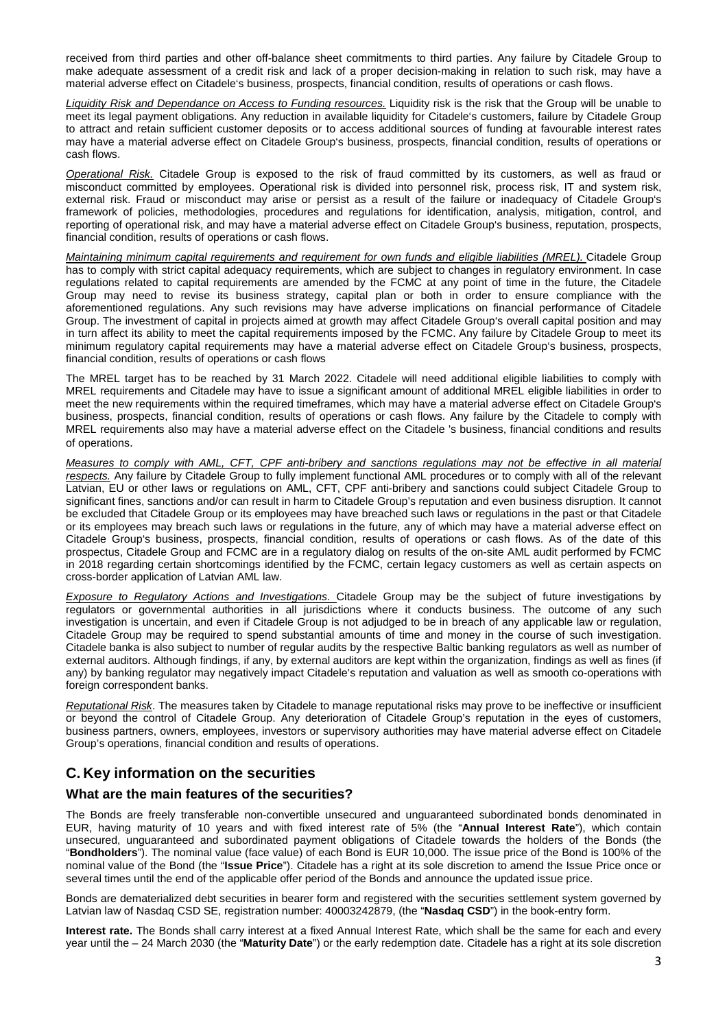received from third parties and other off-balance sheet commitments to third parties. Any failure by Citadele Group to make adequate assessment of a credit risk and lack of a proper decision-making in relation to such risk, may have a material adverse effect on Citadele's business, prospects, financial condition, results of operations or cash flows.

*Liquidity Risk and Dependance on Access to Funding resources.* Liquidity risk is the risk that the Group will be unable to meet its legal payment obligations. Any reduction in available liquidity for Citadele's customers, failure by Citadele Group to attract and retain sufficient customer deposits or to access additional sources of funding at favourable interest rates may have a material adverse effect on Citadele Group's business, prospects, financial condition, results of operations or cash flows.

*Operational Risk.* Citadele Group is exposed to the risk of fraud committed by its customers, as well as fraud or misconduct committed by employees. Operational risk is divided into personnel risk, process risk, IT and system risk, external risk. Fraud or misconduct may arise or persist as a result of the failure or inadequacy of Citadele Group's framework of policies, methodologies, procedures and regulations for identification, analysis, mitigation, control, and reporting of operational risk, and may have a material adverse effect on Citadele Group's business, reputation, prospects, financial condition, results of operations or cash flows.

*Maintaining minimum capital requirements and requirement for own funds and eligible liabilities (MREL).* Citadele Group has to comply with strict capital adequacy requirements, which are subject to changes in regulatory environment. In case regulations related to capital requirements are amended by the FCMC at any point of time in the future, the Citadele Group may need to revise its business strategy, capital plan or both in order to ensure compliance with the aforementioned regulations. Any such revisions may have adverse implications on financial performance of Citadele Group. The investment of capital in projects aimed at growth may affect Citadele Group's overall capital position and may in turn affect its ability to meet the capital requirements imposed by the FCMC. Any failure by Citadele Group to meet its minimum regulatory capital requirements may have a material adverse effect on Citadele Group's business, prospects, financial condition, results of operations or cash flows

The MREL target has to be reached by 31 March 2022. Citadele will need additional eligible liabilities to comply with MREL requirements and Citadele may have to issue a significant amount of additional MREL eligible liabilities in order to meet the new requirements within the required timeframes, which may have a material adverse effect on Citadele Group's business, prospects, financial condition, results of operations or cash flows. Any failure by the Citadele to comply with MREL requirements also may have a material adverse effect on the Citadele 's business, financial conditions and results of operations.

*Measures to comply with AML, CFT, CPF anti-bribery and sanctions regulations may not be effective in all material respects.* Any failure by Citadele Group to fully implement functional AML procedures or to comply with all of the relevant Latvian, EU or other laws or regulations on AML, CFT, CPF anti-bribery and sanctions could subject Citadele Group to significant fines, sanctions and/or can result in harm to Citadele Group's reputation and even business disruption. It cannot be excluded that Citadele Group or its employees may have breached such laws or regulations in the past or that Citadele or its employees may breach such laws or regulations in the future, any of which may have a material adverse effect on Citadele Group's business, prospects, financial condition, results of operations or cash flows. As of the date of this prospectus, Citadele Group and FCMC are in a regulatory dialog on results of the on-site AML audit performed by FCMC in 2018 regarding certain shortcomings identified by the FCMC, certain legacy customers as well as certain aspects on cross-border application of Latvian AML law.

*Exposure to Regulatory Actions and Investigations.* Citadele Group may be the subject of future investigations by regulators or governmental authorities in all jurisdictions where it conducts business. The outcome of any such investigation is uncertain, and even if Citadele Group is not adjudged to be in breach of any applicable law or regulation, Citadele Group may be required to spend substantial amounts of time and money in the course of such investigation. Citadele banka is also subject to number of regular audits by the respective Baltic banking regulators as well as number of external auditors. Although findings, if any, by external auditors are kept within the organization, findings as well as fines (if any) by banking regulator may negatively impact Citadele's reputation and valuation as well as smooth co-operations with foreign correspondent banks.

*Reputational Risk*. The measures taken by Citadele to manage reputational risks may prove to be ineffective or insufficient or beyond the control of Citadele Group. Any deterioration of Citadele Group's reputation in the eyes of customers, business partners, owners, employees, investors or supervisory authorities may have material adverse effect on Citadele Group's operations, financial condition and results of operations.

## C. Key information on the securities

### What are the main features of the securities?

The Bonds are freely transferable non-convertible unsecured and unguaranteed subordinated bonds denominated in EUR, having maturity of 10 years and with fixed interest rate of 5% (the "**Annual Interest Rate**"), which contain unsecured, unguaranteed and subordinated payment obligations of Citadele towards the holders of the Bonds (the "**Bondholders**"). The nominal value (face value) of each Bond is EUR 10,000. The issue price of the Bond is 100% of the nominal value of the Bond (the "**Issue Price**"). Citadele has a right at its sole discretion to amend the Issue Price once or several times until the end of the applicable offer period of the Bonds and announce the updated issue price.

Bonds are dematerialized debt securities in bearer form and registered with the securities settlement system governed by Latvian law of Nasdaq CSD SE, registration number: 40003242879, (the "**Nasdaq CSD**") in the book-entry form.

**Interest rate.** The Bonds shall carry interest at a fixed Annual Interest Rate, which shall be the same for each and every year until the – 24 March 2030 (the "**Maturity Date**") or the early redemption date. Citadele has a right at its sole discretion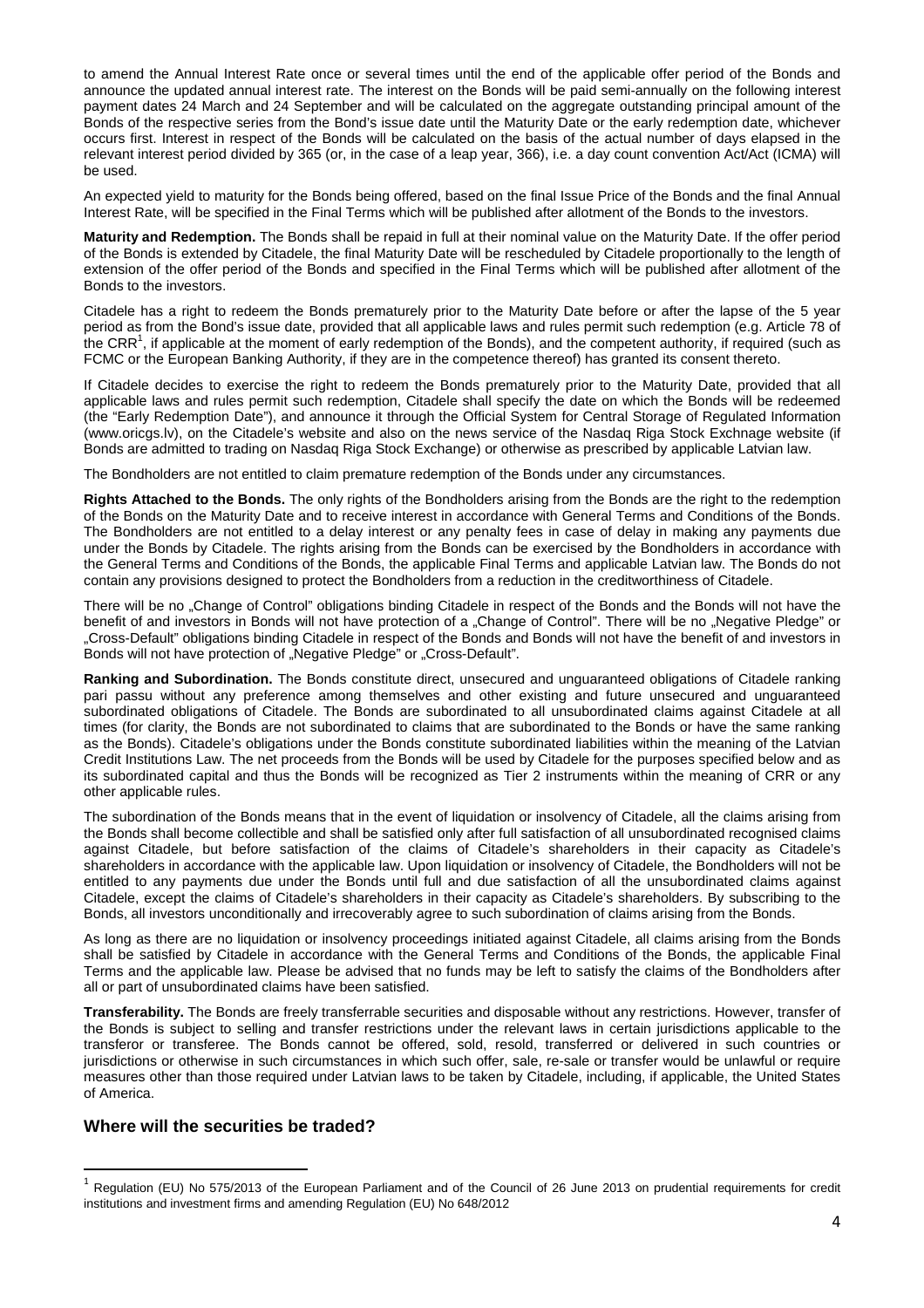to amend the Annual Interest Rate once or several times until the end of the applicable offer period of the Bonds and announce the updated annual interest rate. The interest on the Bonds will be paid semi-annually on the following interest payment dates 24 March and 24 September and will be calculated on the aggregate outstanding principal amount of the Bonds of the respective series from the Bond's issue date until the Maturity Date or the early redemption date, whichever occurs first. Interest in respect of the Bonds will be calculated on the basis of the actual number of days elapsed in the relevant interest period divided by 365 (or, in the case of a leap year, 366), i.e. a day count convention Act/Act (ICMA) will be used.

An expected yield to maturity for the Bonds being offered, based on the final Issue Price of the Bonds and the final Annual Interest Rate, will be specified in the Final Terms which will be published after allotment of the Bonds to the investors.

**Maturity and Redemption.** The Bonds shall be repaid in full at their nominal value on the Maturity Date. If the offer period of the Bonds is extended by Citadele, the final Maturity Date will be rescheduled by Citadele proportionally to the length of extension of the offer period of the Bonds and specified in the Final Terms which will be published after allotment of the Bonds to the investors.

Citadele has a right to redeem the Bonds prematurely prior to the Maturity Date before or after the lapse of the 5 year period as from the Bond's issue date, provided that all applicable laws and rules permit such redemption (e.g. Article 78 of the CRR[1], if applicable at the moment of early redemption of the Bonds), and the competent authority, if required (such as FCMC or the European Banking Authority, if they are in the competence thereof) has granted its consent thereto.

If Citadele decides to exercise the right to redeem the Bonds prematurely prior to the Maturity Date, provided that all applicable laws and rules permit such redemption, Citadele shall specify the date on which the Bonds will be redeemed (the "Early Redemption Date"), and announce it through the Official System for Central Storage of Regulated Information (www.oricgs.lv), on the Citadele's website and also on the news service of the Nasdaq Riga Stock Exchnage website (if Bonds are admitted to trading on Nasdaq Riga Stock Exchange) or otherwise as prescribed by applicable Latvian law.

The Bondholders are not entitled to claim premature redemption of the Bonds under any circumstances.

**Rights Attached to the Bonds.** The only rights of the Bondholders arising from the Bonds are the right to the redemption of the Bonds on the Maturity Date and to receive interest in accordance with General Terms and Conditions of the Bonds. The Bondholders are not entitled to a delay interest or any penalty fees in case of delay in making any payments due under the Bonds by Citadele. The rights arising from the Bonds can be exercised by the Bondholders in accordance with the General Terms and Conditions of the Bonds, the applicable Final Terms and applicable Latvian law. The Bonds do not contain any provisions designed to protect the Bondholders from a reduction in the creditworthiness of Citadele.

There will be no „Change of Control" obligations binding Citadele in respect of the Bonds and the Bonds will not have the benefit of and investors in Bonds will not have protection of a „Change of Control". There will be no „Negative Pledge" or „Cross-Default" obligations binding Citadele in respect of the Bonds and Bonds will not have the benefit of and investors in Bonds will not have protection of „Negative Pledge" or „Cross-Default".

**Ranking and Subordination.** The Bonds constitute direct, unsecured and unguaranteed obligations of Citadele ranking pari passu without any preference among themselves and other existing and future unsecured and unguaranteed subordinated obligations of Citadele. The Bonds are subordinated to all unsubordinated claims against Citadele at all times (for clarity, the Bonds are not subordinated to claims that are subordinated to the Bonds or have the same ranking as the Bonds). Citadele's obligations under the Bonds constitute subordinated liabilities within the meaning of the Latvian Credit Institutions Law. The net proceeds from the Bonds will be used by Citadele for the purposes specified below and as its subordinated capital and thus the Bonds will be recognized as Tier 2 instruments within the meaning of CRR or any other applicable rules.

The subordination of the Bonds means that in the event of liquidation or insolvency of Citadele, all the claims arising from the Bonds shall become collectible and shall be satisfied only after full satisfaction of all unsubordinated recognised claims against Citadele, but before satisfaction of the claims of Citadele's shareholders in their capacity as Citadele's shareholders in accordance with the applicable law. Upon liquidation or insolvency of Citadele, the Bondholders will not be entitled to any payments due under the Bonds until full and due satisfaction of all the unsubordinated claims against Citadele, except the claims of Citadele's shareholders in their capacity as Citadele's shareholders. By subscribing to the Bonds, all investors unconditionally and irrecoverably agree to such subordination of claims arising from the Bonds.

As long as there are no liquidation or insolvency proceedings initiated against Citadele, all claims arising from the Bonds shall be satisfied by Citadele in accordance with the General Terms and Conditions of the Bonds, the applicable Final Terms and the applicable law. Please be advised that no funds may be left to satisfy the claims of the Bondholders after all or part of unsubordinated claims have been satisfied.

**Transferability.** The Bonds are freely transferrable securities and disposable without any restrictions. However, transfer of the Bonds is subject to selling and transfer restrictions under the relevant laws in certain jurisdictions applicable to the transferor or transferee. The Bonds cannot be offered, sold, resold, transferred or delivered in such countries or jurisdictions or otherwise in such circumstances in which such offer, sale, re-sale or transfer would be unlawful or require measures other than those required under Latvian laws to be taken by Citadele, including, if applicable, the United States of America.

## Where will the securities be traded?

[1] Regulation (EU) No 575/2013 of the European Parliament and of the Council of 26 June 2013 on prudential requirements for credit institutions and investment firms and amending Regulation (EU) No 648/2012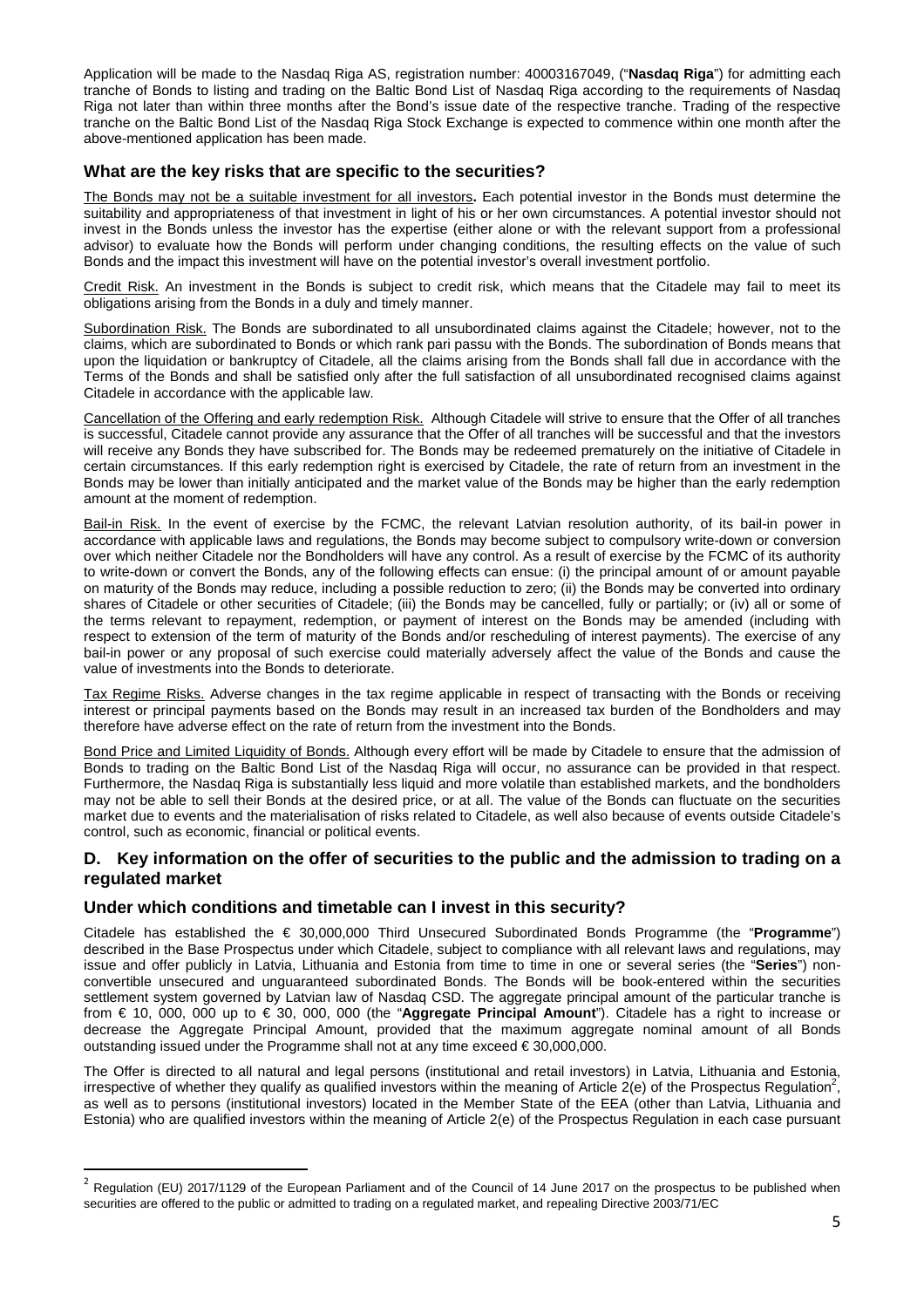Application will be made to the Nasdaq Riga AS, registration number: 40003167049, ("**Nasdaq Riga**") for admitting each tranche of Bonds to listing and trading on the Baltic Bond List of Nasdaq Riga according to the requirements of Nasdaq Riga not later than within three months after the Bond's issue date of the respective tranche. Trading of the respective tranche on the Baltic Bond List of the Nasdaq Riga Stock Exchange is expected to commence within one month after the above-mentioned application has been made.

## What are the key risks that are specific to the securities?

The Bonds may not be a suitable investment for all investors**.** Each potential investor in the Bonds must determine the suitability and appropriateness of that investment in light of his or her own circumstances. A potential investor should not invest in the Bonds unless the investor has the expertise (either alone or with the relevant support from a professional advisor) to evaluate how the Bonds will perform under changing conditions, the resulting effects on the value of such Bonds and the impact this investment will have on the potential investor's overall investment portfolio.

Credit Risk. An investment in the Bonds is subject to credit risk, which means that the Citadele may fail to meet its obligations arising from the Bonds in a duly and timely manner.

Subordination Risk. The Bonds are subordinated to all unsubordinated claims against the Citadele; however, not to the claims, which are subordinated to Bonds or which rank pari passu with the Bonds. The subordination of Bonds means that upon the liquidation or bankruptcy of Citadele, all the claims arising from the Bonds shall fall due in accordance with the Terms of the Bonds and shall be satisfied only after the full satisfaction of all unsubordinated recognised claims against Citadele in accordance with the applicable law.

Cancellation of the Offering and early redemption Risk. Although Citadele will strive to ensure that the Offer of all tranches is successful, Citadele cannot provide any assurance that the Offer of all tranches will be successful and that the investors will receive any Bonds they have subscribed for. The Bonds may be redeemed prematurely on the initiative of Citadele in certain circumstances. If this early redemption right is exercised by Citadele, the rate of return from an investment in the Bonds may be lower than initially anticipated and the market value of the Bonds may be higher than the early redemption amount at the moment of redemption.

Bail-in Risk. In the event of exercise by the FCMC, the relevant Latvian resolution authority, of its bail-in power in accordance with applicable laws and regulations, the Bonds may become subject to compulsory write-down or conversion over which neither Citadele nor the Bondholders will have any control. As a result of exercise by the FCMC of its authority to write-down or convert the Bonds, any of the following effects can ensue: (i) the principal amount of or amount payable on maturity of the Bonds may reduce, including a possible reduction to zero; (ii) the Bonds may be converted into ordinary shares of Citadele or other securities of Citadele; (iii) the Bonds may be cancelled, fully or partially; or (iv) all or some of the terms relevant to repayment, redemption, or payment of interest on the Bonds may be amended (including with respect to extension of the term of maturity of the Bonds and/or rescheduling of interest payments). The exercise of any bail-in power or any proposal of such exercise could materially adversely affect the value of the Bonds and cause the value of investments into the Bonds to deteriorate.

Tax Regime Risks. Adverse changes in the tax regime applicable in respect of transacting with the Bonds or receiving interest or principal payments based on the Bonds may result in an increased tax burden of the Bondholders and may therefore have adverse effect on the rate of return from the investment into the Bonds.

Bond Price and Limited Liquidity of Bonds. Although every effort will be made by Citadele to ensure that the admission of Bonds to trading on the Baltic Bond List of the Nasdaq Riga will occur, no assurance can be provided in that respect. Furthermore, the Nasdaq Riga is substantially less liquid and more volatile than established markets, and the bondholders may not be able to sell their Bonds at the desired price, or at all. The value of the Bonds can fluctuate on the securities market due to events and the materialisation of risks related to Citadele, as well also because of events outside Citadele's control, such as economic, financial or political events.

## D. Key information on the offer of securities to the public and the admission to trading on a regulated market

## Under which conditions and timetable can I invest in this security?

Citadele has established the € 30,000,000 Third Unsecured Subordinated Bonds Programme (the "**Programme**") described in the Base Prospectus under which Citadele, subject to compliance with all relevant laws and regulations, may issue and offer publicly in Latvia, Lithuania and Estonia from time to time in one or several series (the "**Series**") non-convertible unsecured and unguaranteed subordinated Bonds. The Bonds will be book-entered within the securities settlement system governed by Latvian law of Nasdaq CSD. The aggregate principal amount of the particular tranche is from € 10, 000, 000 up to € 30, 000, 000 (the "**Aggregate Principal Amount**"). Citadele has a right to increase or decrease the Aggregate Principal Amount, provided that the maximum aggregate nominal amount of all Bonds outstanding issued under the Programme shall not at any time exceed € 30,000,000.

The Offer is directed to all natural and legal persons (institutional and retail investors) in Latvia, Lithuania and Estonia, irrespective of whether they qualify as qualified investors within the meaning of Article 2(e) of the Prospectus Regulation[2], as well as to persons (institutional investors) located in the Member State of the EEA (other than Latvia, Lithuania and Estonia) who are qualified investors within the meaning of Article 2(e) of the Prospectus Regulation in each case pursuant

[2] Regulation (EU) 2017/1129 of the European Parliament and of the Council of 14 June 2017 on the prospectus to be published when securities are offered to the public or admitted to trading on a regulated market, and repealing Directive 2003/71/EC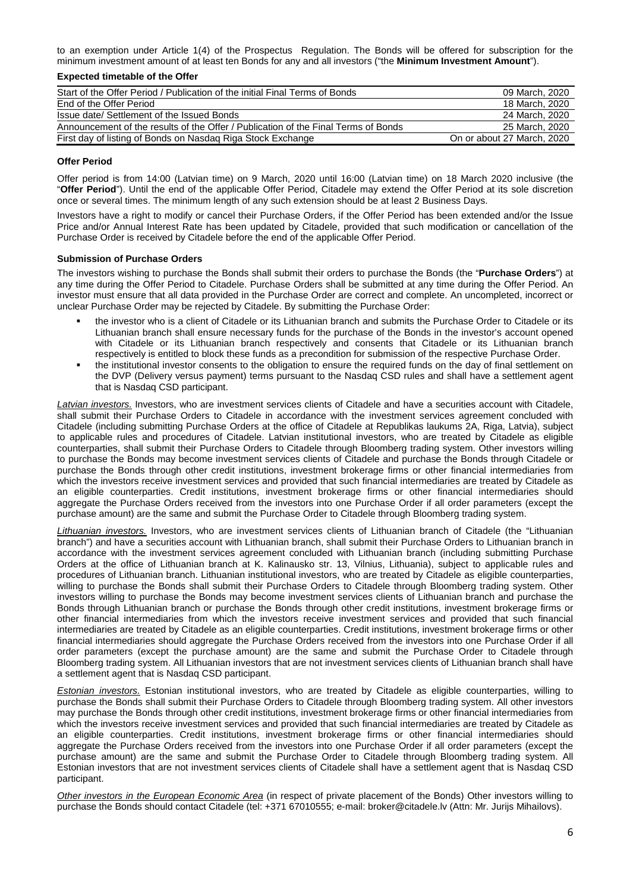to an exemption under Article 1(4) of the Prospectus Regulation. The Bonds will be offered for subscription for the minimum investment amount of at least ten Bonds for any and all investors ("the **Minimum Investment Amount**").

**Expected timetable of the Offer**

| | |
|---|---|
| Start of the Offer Period / Publication of the initial Final Terms of Bonds | 09 March, 2020 |
| End of the Offer Period | 18 March, 2020 |
| Issue date/ Settlement of the Issued Bonds | 24 March, 2020 |
| Announcement of the results of the Offer / Publication of the Final Terms of Bonds | 25 March, 2020 |
| First day of listing of Bonds on Nasdaq Riga Stock Exchange | On or about 27 March, 2020 |

**Offer Period**

Offer period is from 14:00 (Latvian time) on 9 March, 2020 until 16:00 (Latvian time) on 18 March 2020 inclusive (the "**Offer Period**"). Until the end of the applicable Offer Period, Citadele may extend the Offer Period at its sole discretion once or several times. The minimum length of any such extension should be at least 2 Business Days.

Investors have a right to modify or cancel their Purchase Orders, if the Offer Period has been extended and/or the Issue Price and/or Annual Interest Rate has been updated by Citadele, provided that such modification or cancellation of the Purchase Order is received by Citadele before the end of the applicable Offer Period.

**Submission of Purchase Orders**

The investors wishing to purchase the Bonds shall submit their orders to purchase the Bonds (the "**Purchase Orders**") at any time during the Offer Period to Citadele. Purchase Orders shall be submitted at any time during the Offer Period. An investor must ensure that all data provided in the Purchase Order are correct and complete. An uncompleted, incorrect or unclear Purchase Order may be rejected by Citadele. By submitting the Purchase Order:

- the investor who is a client of Citadele or its Lithuanian branch and submits the Purchase Order to Citadele or its Lithuanian branch shall ensure necessary funds for the purchase of the Bonds in the investor's account opened with Citadele or its Lithuanian branch respectively and consents that Citadele or its Lithuanian branch respectively is entitled to block these funds as a precondition for submission of the respective Purchase Order.
- the institutional investor consents to the obligation to ensure the required funds on the day of final settlement on the DVP (Delivery versus payment) terms pursuant to the Nasdaq CSD rules and shall have a settlement agent that is Nasdaq CSD participant.

*Latvian investors.* Investors, who are investment services clients of Citadele and have a securities account with Citadele, shall submit their Purchase Orders to Citadele in accordance with the investment services agreement concluded with Citadele (including submitting Purchase Orders at the office of Citadele at Republikas laukums 2A, Riga, Latvia), subject to applicable rules and procedures of Citadele. Latvian institutional investors, who are treated by Citadele as eligible counterparties, shall submit their Purchase Orders to Citadele through Bloomberg trading system. Other investors willing to purchase the Bonds may become investment services clients of Citadele and purchase the Bonds through Citadele or purchase the Bonds through other credit institutions, investment brokerage firms or other financial intermediaries from which the investors receive investment services and provided that such financial intermediaries are treated by Citadele as an eligible counterparties. Credit institutions, investment brokerage firms or other financial intermediaries should aggregate the Purchase Orders received from the investors into one Purchase Order if all order parameters (except the purchase amount) are the same and submit the Purchase Order to Citadele through Bloomberg trading system.

*Lithuanian investors.* Investors, who are investment services clients of Lithuanian branch of Citadele (the "Lithuanian branch") and have a securities account with Lithuanian branch, shall submit their Purchase Orders to Lithuanian branch in accordance with the investment services agreement concluded with Lithuanian branch (including submitting Purchase Orders at the office of Lithuanian branch at K. Kalinausko str. 13, Vilnius, Lithuania), subject to applicable rules and procedures of Lithuanian branch. Lithuanian institutional investors, who are treated by Citadele as eligible counterparties, willing to purchase the Bonds shall submit their Purchase Orders to Citadele through Bloomberg trading system. Other investors willing to purchase the Bonds may become investment services clients of Lithuanian branch and purchase the Bonds through Lithuanian branch or purchase the Bonds through other credit institutions, investment brokerage firms or other financial intermediaries from which the investors receive investment services and provided that such financial intermediaries are treated by Citadele as an eligible counterparties. Credit institutions, investment brokerage firms or other financial intermediaries should aggregate the Purchase Orders received from the investors into one Purchase Order if all order parameters (except the purchase amount) are the same and submit the Purchase Order to Citadele through Bloomberg trading system. All Lithuanian investors that are not investment services clients of Lithuanian branch shall have a settlement agent that is Nasdaq CSD participant.

*Estonian investors.* Estonian institutional investors, who are treated by Citadele as eligible counterparties, willing to purchase the Bonds shall submit their Purchase Orders to Citadele through Bloomberg trading system. All other investors may purchase the Bonds through other credit institutions, investment brokerage firms or other financial intermediaries from which the investors receive investment services and provided that such financial intermediaries are treated by Citadele as an eligible counterparties. Credit institutions, investment brokerage firms or other financial intermediaries should aggregate the Purchase Orders received from the investors into one Purchase Order if all order parameters (except the purchase amount) are the same and submit the Purchase Order to Citadele through Bloomberg trading system. All Estonian investors that are not investment services clients of Citadele shall have a settlement agent that is Nasdaq CSD participant.

*Other investors in the European Economic Area* (in respect of private placement of the Bonds) Other investors willing to purchase the Bonds should contact Citadele (tel: +371 67010555; e-mail: broker@citadele.lv (Attn: Mr. Jurijs Mihailovs).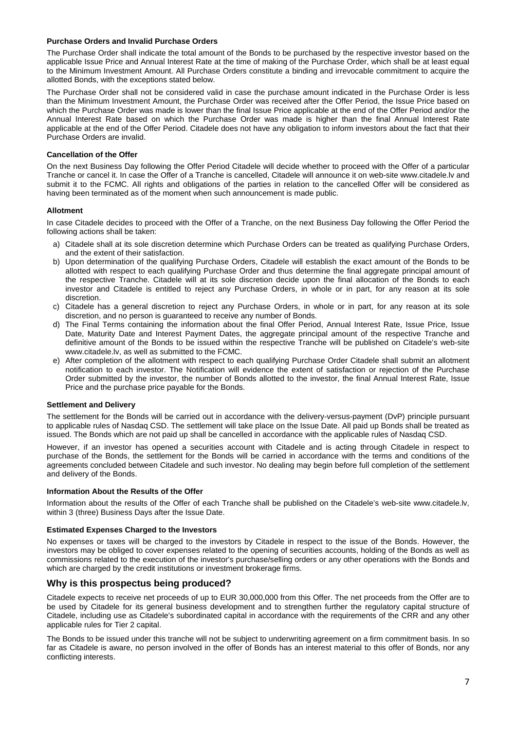**Purchase Orders and Invalid Purchase Orders**

The Purchase Order shall indicate the total amount of the Bonds to be purchased by the respective investor based on the applicable Issue Price and Annual Interest Rate at the time of making of the Purchase Order, which shall be at least equal to the Minimum Investment Amount. All Purchase Orders constitute a binding and irrevocable commitment to acquire the allotted Bonds, with the exceptions stated below.

The Purchase Order shall not be considered valid in case the purchase amount indicated in the Purchase Order is less than the Minimum Investment Amount, the Purchase Order was received after the Offer Period, the Issue Price based on which the Purchase Order was made is lower than the final Issue Price applicable at the end of the Offer Period and/or the Annual Interest Rate based on which the Purchase Order was made is higher than the final Annual Interest Rate applicable at the end of the Offer Period. Citadele does not have any obligation to inform investors about the fact that their Purchase Orders are invalid.

**Cancellation of the Offer**

On the next Business Day following the Offer Period Citadele will decide whether to proceed with the Offer of a particular Tranche or cancel it. In case the Offer of a Tranche is cancelled, Citadele will announce it on web-site www.citadele.lv and submit it to the FCMC. All rights and obligations of the parties in relation to the cancelled Offer will be considered as having been terminated as of the moment when such announcement is made public.

**Allotment**

In case Citadele decides to proceed with the Offer of a Tranche, on the next Business Day following the Offer Period the following actions shall be taken:

a) Citadele shall at its sole discretion determine which Purchase Orders can be treated as qualifying Purchase Orders, and the extent of their satisfaction.
b) Upon determination of the qualifying Purchase Orders, Citadele will establish the exact amount of the Bonds to be allotted with respect to each qualifying Purchase Order and thus determine the final aggregate principal amount of the respective Tranche. Citadele will at its sole discretion decide upon the final allocation of the Bonds to each investor and Citadele is entitled to reject any Purchase Orders, in whole or in part, for any reason at its sole discretion.
c) Citadele has a general discretion to reject any Purchase Orders, in whole or in part, for any reason at its sole discretion, and no person is guaranteed to receive any number of Bonds.
d) The Final Terms containing the information about the final Offer Period, Annual Interest Rate, Issue Price, Issue Date, Maturity Date and Interest Payment Dates, the aggregate principal amount of the respective Tranche and definitive amount of the Bonds to be issued within the respective Tranche will be published on Citadele's web-site www.citadele.lv, as well as submitted to the FCMC.
e) After completion of the allotment with respect to each qualifying Purchase Order Citadele shall submit an allotment notification to each investor. The Notification will evidence the extent of satisfaction or rejection of the Purchase Order submitted by the investor, the number of Bonds allotted to the investor, the final Annual Interest Rate, Issue Price and the purchase price payable for the Bonds.

**Settlement and Delivery**

The settlement for the Bonds will be carried out in accordance with the delivery-versus-payment (DvP) principle pursuant to applicable rules of Nasdaq CSD. The settlement will take place on the Issue Date. All paid up Bonds shall be treated as issued. The Bonds which are not paid up shall be cancelled in accordance with the applicable rules of Nasdaq CSD.

However, if an investor has opened a securities account with Citadele and is acting through Citadele in respect to purchase of the Bonds, the settlement for the Bonds will be carried in accordance with the terms and conditions of the agreements concluded between Citadele and such investor. No dealing may begin before full completion of the settlement and delivery of the Bonds.

**Information About the Results of the Offer**

Information about the results of the Offer of each Tranche shall be published on the Citadele's web-site www.citadele.lv, within 3 (three) Business Days after the Issue Date.

**Estimated Expenses Charged to the Investors**

No expenses or taxes will be charged to the investors by Citadele in respect to the issue of the Bonds. However, the investors may be obliged to cover expenses related to the opening of securities accounts, holding of the Bonds as well as commissions related to the execution of the investor's purchase/selling orders or any other operations with the Bonds and which are charged by the credit institutions or investment brokerage firms.

## Why is this prospectus being produced?

Citadele expects to receive net proceeds of up to EUR 30,000,000 from this Offer. The net proceeds from the Offer are to be used by Citadele for its general business development and to strengthen further the regulatory capital structure of Citadele, including use as Citadele's subordinated capital in accordance with the requirements of the CRR and any other applicable rules for Tier 2 capital.

The Bonds to be issued under this tranche will not be subject to underwriting agreement on a firm commitment basis. In so far as Citadele is aware, no person involved in the offer of Bonds has an interest material to this offer of Bonds, nor any conflicting interests.